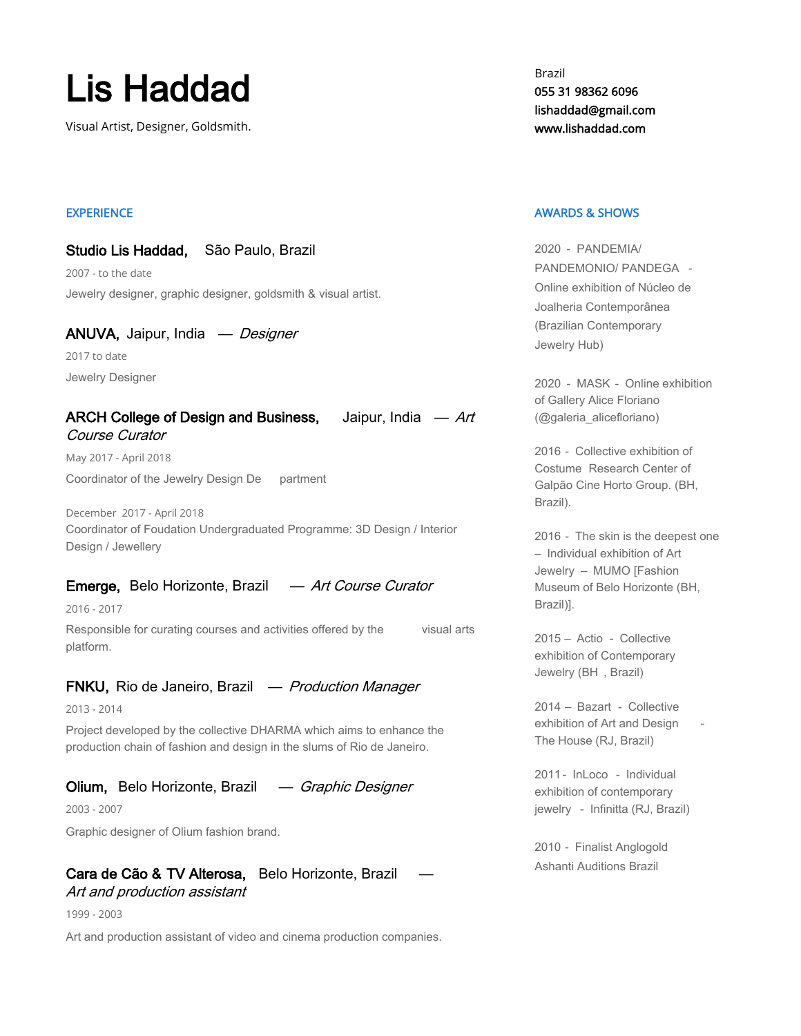# Lis Haddad

Visual Artist, Designer, Goldsmith.

Brazil
055 31 98362 6096
lishaddad@gmail.com
www.lishaddad.com

## EXPERIENCE

### Studio Lis Haddad, São Paulo, Brazil

2007 - to the date

Jewelry designer, graphic designer, goldsmith & visual artist.

### ANUVA, Jaipur, India — *Designer*

2017 to date

Jewelry Designer

### ARCH College of Design and Business, Jaipur, India — *Art Course Curator*

May 2017 - April 2018

Coordinator of the Jewelry Design Department

December 2017 - April 2018
Coordinator of Foudation Undergraduated Programme: 3D Design / Interior Design / Jewellery

### Emerge, Belo Horizonte, Brazil — *Art Course Curator*

2016 - 2017

Responsible for curating courses and activities offered by the visual arts platform.

### FNKU, Rio de Janeiro, Brazil — *Production Manager*

2013 - 2014

Project developed by the collective DHARMA which aims to enhance the production chain of fashion and design in the slums of Rio de Janeiro.

### Olium, Belo Horizonte, Brazil — *Graphic Designer*

2003 - 2007

Graphic designer of Olium fashion brand.

### Cara de Cão & TV Alterosa, Belo Horizonte, Brazil — *Art and production assistant*

1999 - 2003

Art and production assistant of video and cinema production companies.

## AWARDS & SHOWS

2020 - PANDEMIA/ PANDEMONIO/ PANDEGA - Online exhibition of Núcleo de Joalheria Contemporânea (Brazilian Contemporary Jewelry Hub)

2020 - MASK - Online exhibition of Gallery Alice Floriano (@galeria_alicefloriano)

2016 - Collective exhibition of Costume Research Center of Galpão Cine Horto Group. (BH, Brazil).

2016 - The skin is the deepest one – Individual exhibition of Art Jewelry – MUMO [Fashion Museum of Belo Horizonte (BH, Brazil)].

2015 – Actio - Collective exhibition of Contemporary Jewelry (BH , Brazil)

2014 – Bazart - Collective exhibition of Art and Design - The House (RJ, Brazil)

2011 - InLoco - Individual exhibition of contemporary jewelry - Infinitta (RJ, Brazil)

2010 - Finalist Anglogold Ashanti Auditions Brazil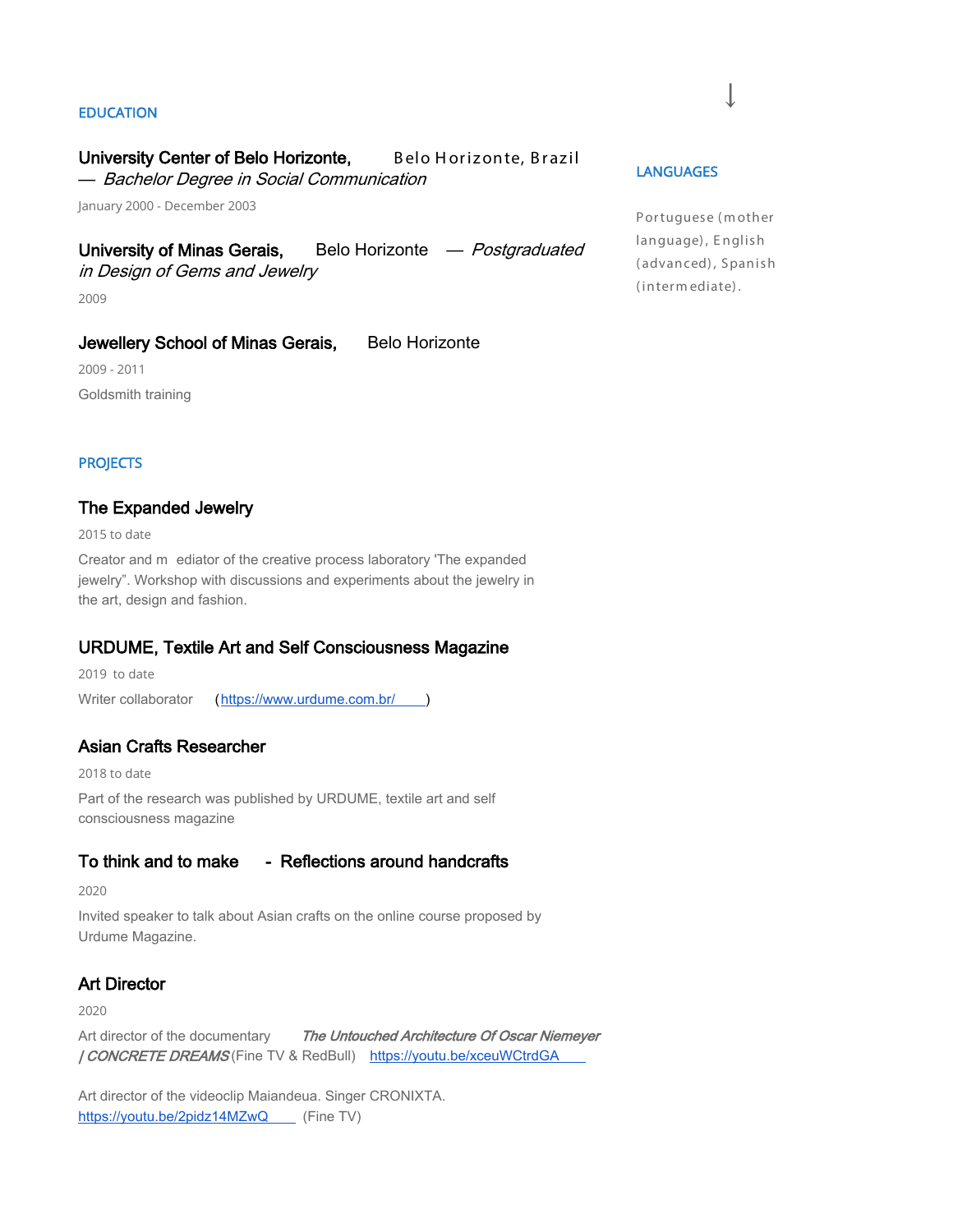## EDUCATION

**University Center of Belo Horizonte,** Belo Horizonte, Brazil — *Bachelor Degree in Social Communication*

January 2000 - December 2003

**University of Minas Gerais,** Belo Horizonte — *Postgraduated in Design of Gems and Jewelry*

2009

**Jewellery School of Minas Gerais,** Belo Horizonte

2009 - 2011

Goldsmith training

## PROJECTS

### The Expanded Jewelry

2015 to date

Creator and m ediator of the creative process laboratory 'The expanded jewelry". Workshop with discussions and experiments about the jewelry in the art, design and fashion.

### URDUME, Textile Art and Self Consciousness Magazine

2019 to date

Writer collaborator (https://www.urdume.com.br/)

### Asian Crafts Researcher

2018 to date

Part of the research was published by URDUME, textile art and self consciousness magazine

### To think and to make - Reflections around handcrafts

2020

Invited speaker to talk about Asian crafts on the online course proposed by Urdume Magazine.

### Art Director

2020

Art director of the documentary *The Untouched Architecture Of Oscar Niemeyer / CONCRETE DREAMS* (Fine TV & RedBull) https://youtu.be/xceuWCtrdGA

Art director of the videoclip Maiandeua. Singer CRONIXTA. https://youtu.be/2pidz14MZwQ (Fine TV)

## LANGUAGES

Portuguese (mother language), English (advanced), Spanish (intermediate).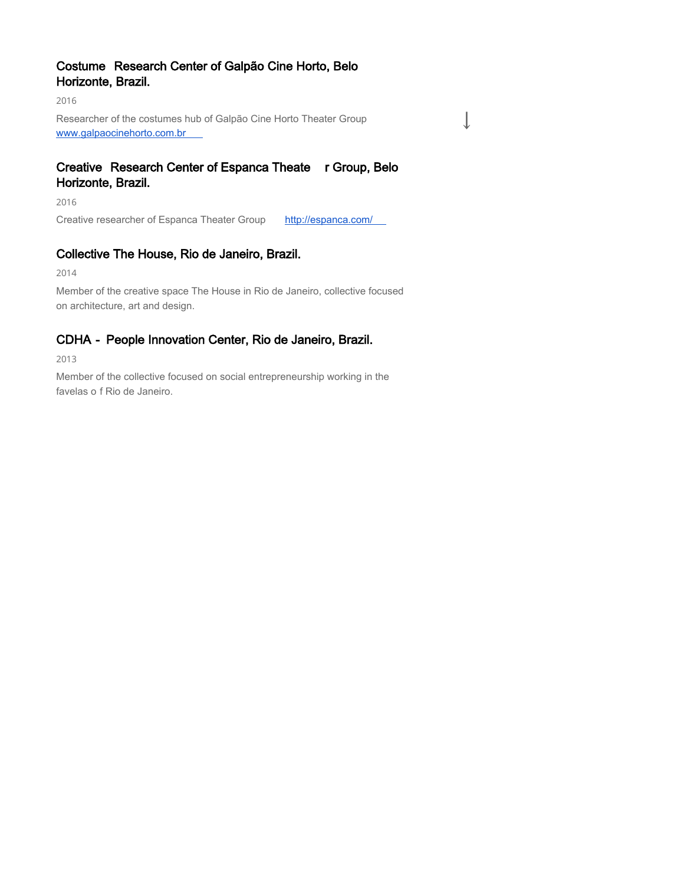### Costume Research Center of Galpão Cine Horto, Belo Horizonte, Brazil.

2016

Researcher of the costumes hub of Galpão Cine Horto Theater Group
www.galpaocinehorto.com.br

↓

### Creative Research Center of Espanca Theater Group, Belo Horizonte, Brazil.

2016

Creative researcher of Espanca Theater Group http://espanca.com/

### Collective The House, Rio de Janeiro, Brazil.

2014

Member of the creative space The House in Rio de Janeiro, collective focused on architecture, art and design.

### CDHA - People Innovation Center, Rio de Janeiro, Brazil.

2013

Member of the collective focused on social entrepreneurship working in the favelas o f Rio de Janeiro.